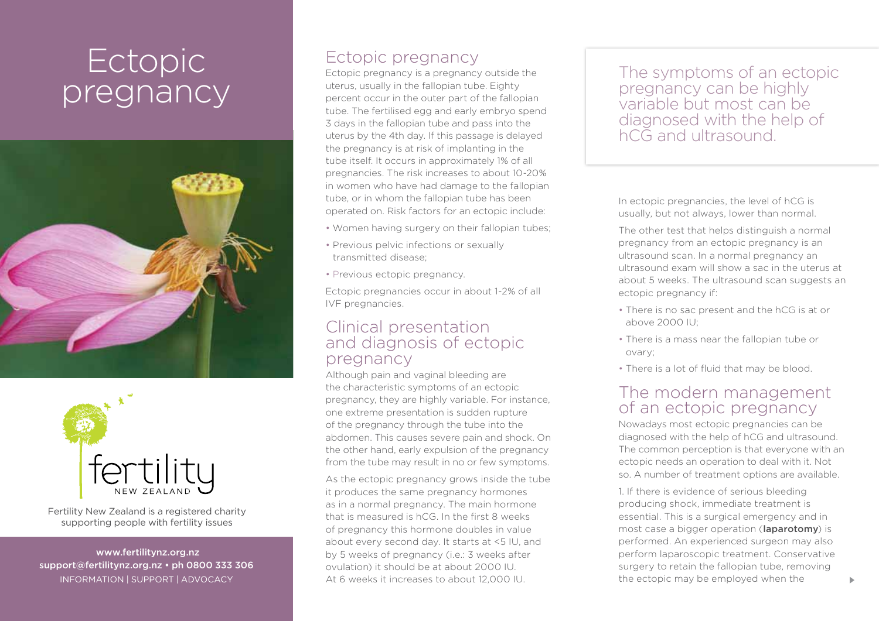# Ectopic pregnancy

Fertility New Zealand is a registered charity supporting people with fertility issues

www.fertilitynz.org.nz
support@fertilitynz.org.nz • ph 0800 333 306
INFORMATION | SUPPORT | ADVOCACY

## Ectopic pregnancy

Ectopic pregnancy is a pregnancy outside the uterus, usually in the fallopian tube. Eighty percent occur in the outer part of the fallopian tube. The fertilised egg and early embryo spend 3 days in the fallopian tube and pass into the uterus by the 4th day. If this passage is delayed the pregnancy is at risk of implanting in the tube itself. It occurs in approximately 1% of all pregnancies. The risk increases to about 10-20% in women who have had damage to the fallopian tube, or in whom the fallopian tube has been operated on. Risk factors for an ectopic include:

- Women having surgery on their fallopian tubes;
- Previous pelvic infections or sexually transmitted disease;
- Previous ectopic pregnancy.

Ectopic pregnancies occur in about 1-2% of all IVF pregnancies.

## Clinical presentation and diagnosis of ectopic pregnancy

Although pain and vaginal bleeding are the characteristic symptoms of an ectopic pregnancy, they are highly variable. For instance, one extreme presentation is sudden rupture of the pregnancy through the tube into the abdomen. This causes severe pain and shock. On the other hand, early expulsion of the pregnancy from the tube may result in no or few symptoms.

As the ectopic pregnancy grows inside the tube it produces the same pregnancy hormones as in a normal pregnancy. The main hormone that is measured is hCG. In the first 8 weeks of pregnancy this hormone doubles in value about every second day. It starts at <5 IU, and by 5 weeks of pregnancy (i.e.: 3 weeks after ovulation) it should be at about 2000 IU. At 6 weeks it increases to about 12,000 IU.

> The symptoms of an ectopic pregnancy can be highly variable but most can be diagnosed with the help of hCG and ultrasound.

In ectopic pregnancies, the level of hCG is usually, but not always, lower than normal.

The other test that helps distinguish a normal pregnancy from an ectopic pregnancy is an ultrasound scan. In a normal pregnancy an ultrasound exam will show a sac in the uterus at about 5 weeks. The ultrasound scan suggests an ectopic pregnancy if:

- There is no sac present and the hCG is at or above 2000 IU;
- There is a mass near the fallopian tube or ovary;
- There is a lot of fluid that may be blood.

## The modern management of an ectopic pregnancy

Nowadays most ectopic pregnancies can be diagnosed with the help of hCG and ultrasound. The common perception is that everyone with an ectopic needs an operation to deal with it. Not so. A number of treatment options are available.

1. If there is evidence of serious bleeding producing shock, immediate treatment is essential. This is a surgical emergency and in most case a bigger operation (**laparotomy**) is performed. An experienced surgeon may also perform laparoscopic treatment. Conservative surgery to retain the fallopian tube, removing the ectopic may be employed when the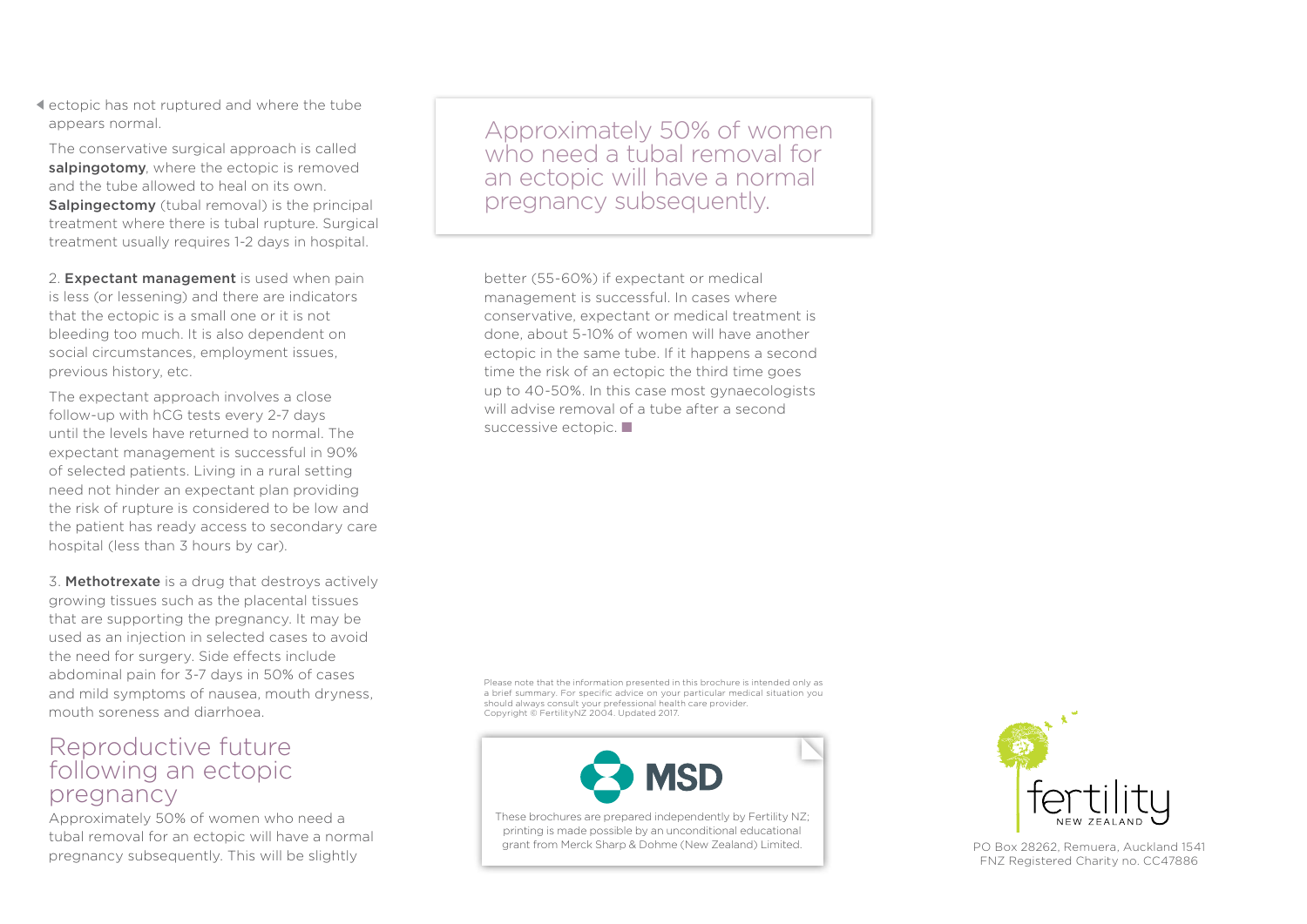ectopic has not ruptured and where the tube appears normal.

The conservative surgical approach is called **salpingotomy**, where the ectopic is removed and the tube allowed to heal on its own. **Salpingectomy** (tubal removal) is the principal treatment where there is tubal rupture. Surgical treatment usually requires 1-2 days in hospital.

2. **Expectant management** is used when pain is less (or lessening) and there are indicators that the ectopic is a small one or it is not bleeding too much. It is also dependent on social circumstances, employment issues, previous history, etc.

The expectant approach involves a close follow-up with hCG tests every 2-7 days until the levels have returned to normal. The expectant management is successful in 90% of selected patients. Living in a rural setting need not hinder an expectant plan providing the risk of rupture is considered to be low and the patient has ready access to secondary care hospital (less than 3 hours by car).

3. **Methotrexate** is a drug that destroys actively growing tissues such as the placental tissues that are supporting the pregnancy. It may be used as an injection in selected cases to avoid the need for surgery. Side effects include abdominal pain for 3-7 days in 50% of cases and mild symptoms of nausea, mouth dryness, mouth soreness and diarrhoea.

## Reproductive future following an ectopic pregnancy

Approximately 50% of women who need a tubal removal for an ectopic will have a normal pregnancy subsequently. This will be slightly better (55-60%) if expectant or medical management is successful. In cases where conservative, expectant or medical treatment is done, about 5-10% of women will have another ectopic in the same tube. If it happens a second time the risk of an ectopic the third time goes up to 40-50%. In this case most gynaecologists will advise removal of a tube after a second successive ectopic.

> Approximately 50% of women who need a tubal removal for an ectopic will have a normal pregnancy subsequently.

Please note that the information presented in this brochure is intended only as a brief summary. For specific advice on your particular medical situation you should always consult your professional health care provider. Copyright © FertilityNZ 2004. Updated 2017.

MSD

These brochures are prepared independently by Fertility NZ; printing is made possible by an unconditional educational grant from Merck Sharp & Dohme (New Zealand) Limited.

fertility NEW ZEALAND

PO Box 28262, Remuera, Auckland 1541
FNZ Registered Charity no. CC47886